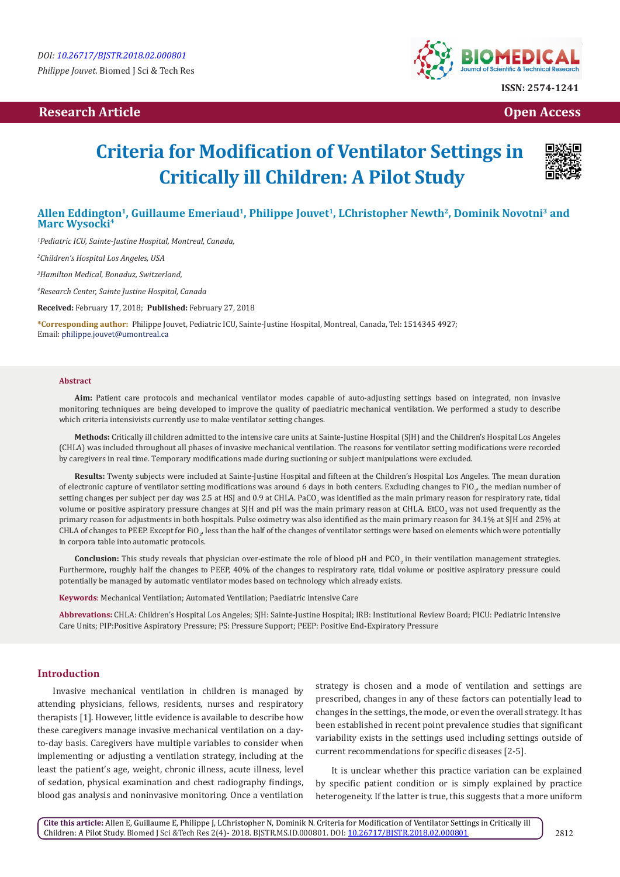DOI: 10.26717/BJSTR.2018.02.000801

*Philippe Jouvet.* Biomed J Sci & Tech Res

ISSN: 2574-1241

Research Article

Open Access

# Criteria for Modification of Ventilator Settings in Critically ill Children: A Pilot Study

**Allen Eddington[1], Guillaume Emeriaud[1], Philippe Jouvet[1], LChristopher Newth[2], Dominik Novotni[3] and Marc Wysocki[4]**

[1]*Pediatric ICU, Sainte-Justine Hospital, Montreal, Canada,*

[2]*Children's Hospital Los Angeles, USA*

[3]*Hamilton Medical, Bonaduz, Switzerland,*

[4]*Research Center, Sainte Justine Hospital, Canada*

**Received:** February 17, 2018; **Published:** February 27, 2018

**\*Corresponding author:** Philippe Jouvet, Pediatric ICU, Sainte-Justine Hospital, Montreal, Canada, Tel: 1514345 4927; Email: philippe.jouvet@umontreal.ca

## Abstract

**Aim:** Patient care protocols and mechanical ventilator modes capable of auto-adjusting settings based on integrated, non invasive monitoring techniques are being developed to improve the quality of paediatric mechanical ventilation. We performed a study to describe which criteria intensivists currently use to make ventilator setting changes.

**Methods:** Critically ill children admitted to the intensive care units at Sainte-Justine Hospital (SJH) and the Children's Hospital Los Angeles (CHLA) was included throughout all phases of invasive mechanical ventilation. The reasons for ventilator setting modifications were recorded by caregivers in real time. Temporary modifications made during suctioning or subject manipulations were excluded.

**Results:** Twenty subjects were included at Sainte-Justine Hospital and fifteen at the Children's Hospital Los Angeles. The mean duration of electronic capture of ventilator setting modifications was around 6 days in both centers. Excluding changes to $FiO_2$, the median number of setting changes per subject per day was 2.5 at HSJ and 0.9 at CHLA. $PaCO_2$ was identified as the main primary reason for respiratory rate, tidal volume or positive aspiratory pressure changes at SJH and pH was the main primary reason at CHLA. $EtCO_2$ was not used frequently as the primary reason for adjustments in both hospitals. Pulse oximetry was also identified as the main primary reason for 34.1% at SJH and 25% at CHLA of changes to PEEP. Except for $FiO_2$, less than the half of the changes of ventilator settings were based on elements which were potentially in corpora table into automatic protocols.

**Conclusion:** This study reveals that physician over-estimate the role of blood pH and $PCO_2$ in their ventilation management strategies. Furthermore, roughly half the changes to PEEP, 40% of the changes to respiratory rate, tidal volume or positive aspiratory pressure could potentially be managed by automatic ventilator modes based on technology which already exists.

**Keywords**: Mechanical Ventilation; Automated Ventilation; Paediatric Intensive Care

**Abbrevations:** CHLA: Children's Hospital Los Angeles; SJH: Sainte-Justine Hospital; IRB: Institutional Review Board; PICU: Pediatric Intensive Care Units; PIP:Positive Aspiratory Pressure; PS: Pressure Support; PEEP: Positive End-Expiratory Pressure

## Introduction

Invasive mechanical ventilation in children is managed by attending physicians, fellows, residents, nurses and respiratory therapists [1]. However, little evidence is available to describe how these caregivers manage invasive mechanical ventilation on a day-to-day basis. Caregivers have multiple variables to consider when implementing or adjusting a ventilation strategy, including at the least the patient's age, weight, chronic illness, acute illness, level of sedation, physical examination and chest radiography findings, blood gas analysis and noninvasive monitoring. Once a ventilation strategy is chosen and a mode of ventilation and settings are prescribed, changes in any of these factors can potentially lead to changes in the settings, the mode, or even the overall strategy. It has been established in recent point prevalence studies that significant variability exists in the settings used including settings outside of current recommendations for specific diseases [2-5].

It is unclear whether this practice variation can be explained by specific patient condition or is simply explained by practice heterogeneity. If the latter is true, this suggests that a more uniform

**Cite this article:** Allen E, Guillaume E, Philippe J, LChristopher N, Dominik N. Criteria for Modification of Ventilator Settings in Critically ill Children: A Pilot Study. Biomed J Sci &Tech Res 2(4)- 2018. BJSTR.MS.ID.000801. DOI: 10.26717/BJSTR.2018.02.000801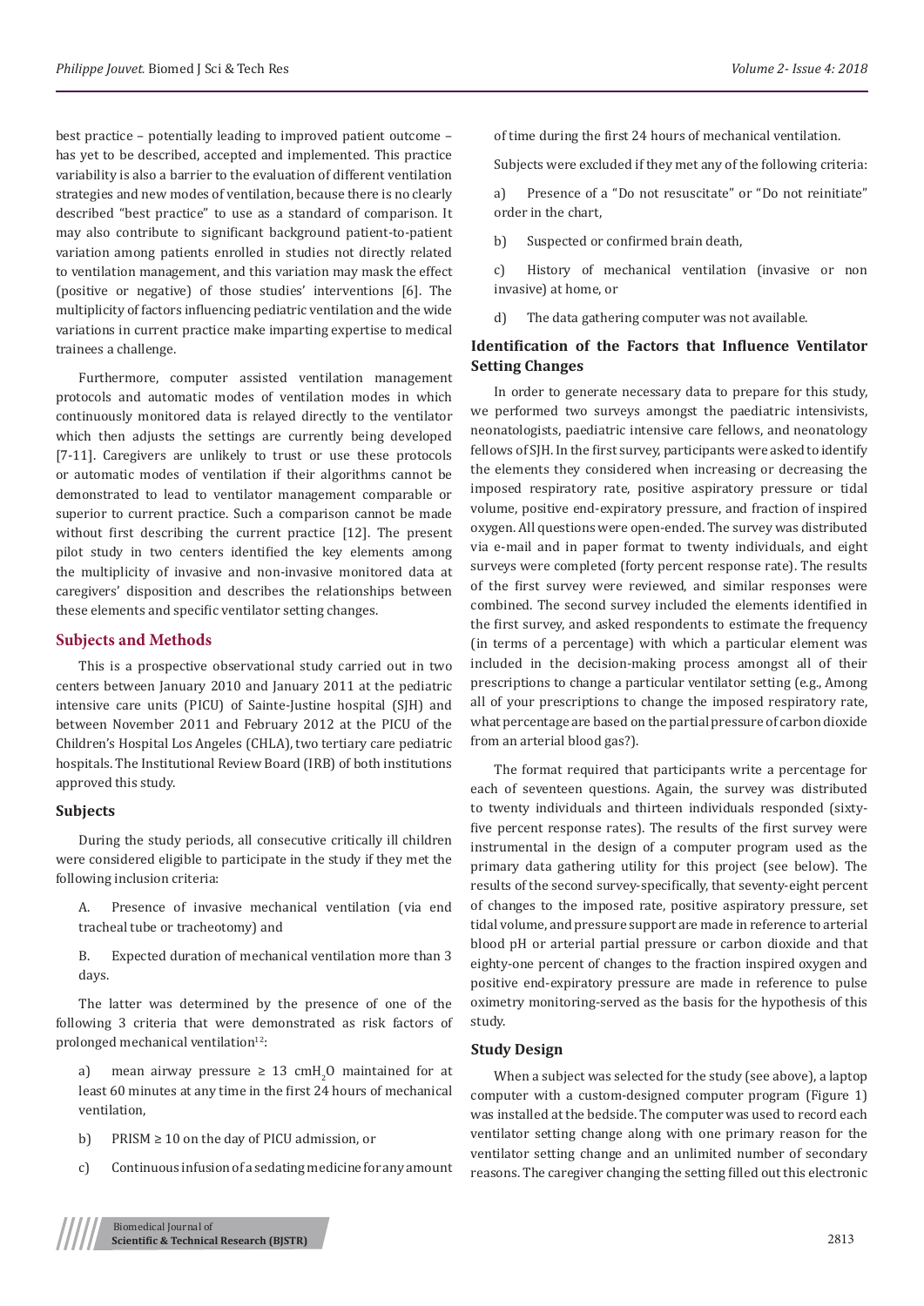best practice – potentially leading to improved patient outcome – has yet to be described, accepted and implemented. This practice variability is also a barrier to the evaluation of different ventilation strategies and new modes of ventilation, because there is no clearly described "best practice" to use as a standard of comparison. It may also contribute to significant background patient-to-patient variation among patients enrolled in studies not directly related to ventilation management, and this variation may mask the effect (positive or negative) of those studies' interventions [6]. The multiplicity of factors influencing pediatric ventilation and the wide variations in current practice make imparting expertise to medical trainees a challenge.

Furthermore, computer assisted ventilation management protocols and automatic modes of ventilation in which continuously monitored data is relayed directly to the ventilator which then adjusts the settings are currently being developed [7-11]. Caregivers are unlikely to trust or use these protocols or automatic modes of ventilation if their algorithms cannot be demonstrated to lead to ventilator management comparable or superior to current practice. Such a comparison cannot be made without first describing the current practice [12]. The present pilot study in two centers identified the key elements among the multiplicity of invasive and non-invasive monitored data at caregivers' disposition and describes the relationships between these elements and specific ventilator setting changes.

## Subjects and Methods

This is a prospective observational study carried out in two centers between January 2010 and January 2011 at the pediatric intensive care units (PICU) of Sainte-Justine hospital (SJH) and between November 2011 and February 2012 at the PICU of the Children's Hospital Los Angeles (CHLA), two tertiary care pediatric hospitals. The Institutional Review Board (IRB) of both institutions approved this study.

### Subjects

During the study periods, all consecutive critically ill children were considered eligible to participate in the study if they met the following inclusion criteria:

A. Presence of invasive mechanical ventilation (via end tracheal tube or tracheotomy) and

B. Expected duration of mechanical ventilation more than 3 days.

The latter was determined by the presence of one of the following 3 criteria that were demonstrated as risk factors of prolonged mechanical ventilation[12]:

a) mean airway pressure ≥ 13 cm$H_2O$ maintained for at least 60 minutes at any time in the first 24 hours of mechanical ventilation,

b) PRISM ≥ 10 on the day of PICU admission, or

c) Continuous infusion of a sedating medicine for any amount of time during the first 24 hours of mechanical ventilation.

Subjects were excluded if they met any of the following criteria:

a) Presence of a "Do not resuscitate" or "Do not reinitiate" order in the chart,

b) Suspected or confirmed brain death,

c) History of mechanical ventilation (invasive or non invasive) at home, or

d) The data gathering computer was not available.

### Identification of the Factors that Influence Ventilator Setting Changes

In order to generate necessary data to prepare for this study, we performed two surveys amongst the paediatric intensivists, neonatologists, paediatric intensive care fellows, and neonatology fellows of SJH. In the first survey, participants were asked to identify the elements they considered when increasing or decreasing the imposed respiratory rate, positive aspiratory pressure or tidal volume, positive end-expiratory pressure, and fraction of inspired oxygen. All questions were open-ended. The survey was distributed via e-mail and in paper format to twenty individuals, and eight surveys were completed (forty percent response rate). The results of the first survey were reviewed, and similar responses were combined. The second survey included the elements identified in the first survey, and asked respondents to estimate the frequency (in terms of a percentage) with which a particular element was included in the decision-making process amongst all of their prescriptions to change a particular ventilator setting (e.g., Among all of your prescriptions to change the imposed respiratory rate, what percentage are based on the partial pressure of carbon dioxide from an arterial blood gas?).

The format required that participants write a percentage for each of seventeen questions. Again, the survey was distributed to twenty individuals and thirteen individuals responded (sixty-five percent response rates). The results of the first survey were instrumental in the design of a computer program used as the primary data gathering utility for this project (see below). The results of the second survey-specifically, that seventy-eight percent of changes to the imposed rate, positive aspiratory pressure, set tidal volume, and pressure support are made in reference to arterial blood pH or arterial partial pressure or carbon dioxide and that eighty-one percent of changes to the fraction inspired oxygen and positive end-expiratory pressure are made in reference to pulse oximetry monitoring-served as the basis for the hypothesis of this study.

### Study Design

When a subject was selected for the study (see above), a laptop computer with a custom-designed computer program (Figure 1) was installed at the bedside. The computer was used to record each ventilator setting change along with one primary reason for the ventilator setting change and an unlimited number of secondary reasons. The caregiver changing the setting filled out this electronic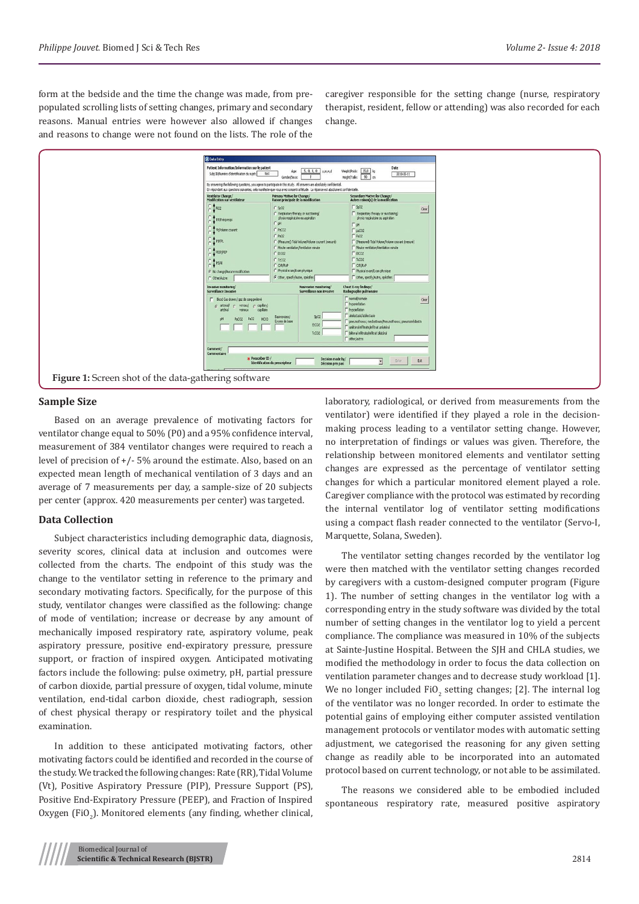form at the bedside and the time the change was made, from pre-populated scrolling lists of setting changes, primary and secondary reasons. Manual entries were however also allowed if changes and reasons to change were not found on the lists. The role of the caregiver responsible for the setting change (nurse, respiratory therapist, resident, fellow or attending) was also recorded for each change.

**Figure 1:** Screen shot of the data-gathering software

## Sample Size

Based on an average prevalence of motivating factors for ventilator change equal to 50% (P0) and a 95% confidence interval, measurement of 384 ventilator changes were required to reach a level of precision of +/- 5% around the estimate. Also, based on an expected mean length of mechanical ventilation of 3 days and an average of 7 measurements per day, a sample-size of 20 subjects per center (approx. 420 measurements per center) was targeted.

## Data Collection

Subject characteristics including demographic data, diagnosis, severity scores, clinical data at inclusion and outcomes were collected from the charts. The endpoint of this study was the change to the ventilator setting in reference to the primary and secondary motivating factors. Specifically, for the purpose of this study, ventilator changes were classified as the following: change of mode of ventilation; increase or decrease by any amount of mechanically imposed respiratory rate, aspiratory volume, peak aspiratory pressure, positive end-expiratory pressure, pressure support, or fraction of inspired oxygen. Anticipated motivating factors include the following: pulse oximetry, pH, partial pressure of carbon dioxide, partial pressure of oxygen, tidal volume, minute ventilation, end-tidal carbon dioxide, chest radiograph, session of chest physical therapy or respiratory toilet and the physical examination.

In addition to these anticipated motivating factors, other motivating factors could be identified and recorded in the course of the study. We tracked the following changes: Rate (RR), Tidal Volume (Vt), Positive Aspiratory Pressure (PIP), Pressure Support (PS), Positive End-Expiratory Pressure (PEEP), and Fraction of Inspired Oxygen ($FiO_2$). Monitored elements (any finding, whether clinical, laboratory, radiological, or derived from measurements from the ventilator) were identified if they played a role in the decision-making process leading to a ventilator setting change. However, no interpretation of findings or values was given. Therefore, the relationship between monitored elements and ventilator setting changes are expressed as the percentage of ventilator setting changes for which a particular monitored element played a role. Caregiver compliance with the protocol was estimated by recording the internal ventilator log of ventilator setting modifications using a compact flash reader connected to the ventilator (Servo-I, Marquette, Solana, Sweden).

The ventilator setting changes recorded by the ventilator log were then matched with the ventilator setting changes recorded by caregivers with a custom-designed computer program (Figure 1). The number of setting changes in the ventilator log with a corresponding entry in the study software was divided by the total number of setting changes in the ventilator log to yield a percent compliance. The compliance was measured in 10% of the subjects at Sainte-Justine Hospital. Between the SJH and CHLA studies, we modified the methodology in order to focus the data collection on ventilation parameter changes and to decrease study workload [1]. We no longer included $FiO_2$ setting changes; [2]. The internal log of the ventilator was no longer recorded. In order to estimate the potential gains of employing either computer assisted ventilation management protocols or ventilator modes with automatic setting adjustment, we categorised the reasoning for any given setting change as readily able to be incorporated into an automated protocol based on current technology, or not able to be assimilated.

The reasons we considered able to be embodied included spontaneous respiratory rate, measured positive aspiratory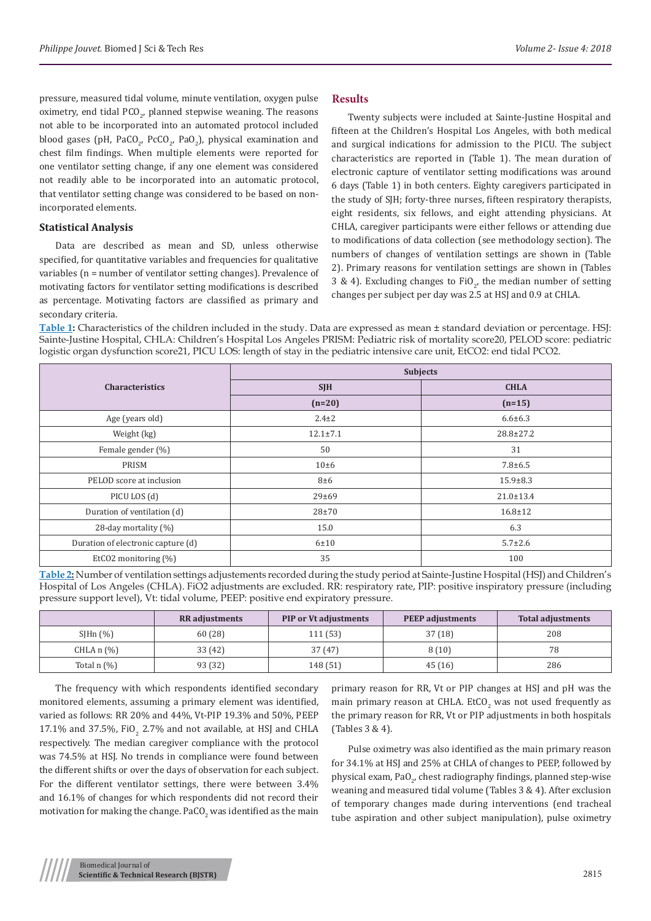pressure, measured tidal volume, minute ventilation, oxygen pulse oximetry, end tidal $PCO_2$, planned stepwise weaning. The reasons not able to be incorporated into an automated protocol included blood gases (pH, $PaCO_2$, $PcCO_2$, $PaO_2$), physical examination and chest film findings. When multiple elements were reported for one ventilator setting change, if any one element was considered not readily able to be incorporated into an automatic protocol, that ventilator setting change was considered to be based on non-incorporated elements.

### Statistical Analysis

Data are described as mean and SD, unless otherwise specified, for quantitative variables and frequencies for qualitative variables (n = number of ventilator setting changes). Prevalence of motivating factors for ventilator setting modifications is described as percentage. Motivating factors are classified as primary and secondary criteria.

## Results

Twenty subjects were included at Sainte-Justine Hospital and fifteen at the Children's Hospital Los Angeles, with both medical and surgical indications for admission to the PICU. The subject characteristics are reported in (Table 1). The mean duration of electronic capture of ventilator setting modifications was around 6 days (Table 1) in both centers. Eighty caregivers participated in the study of SJH; forty-three nurses, fifteen respiratory therapists, eight residents, six fellows, and eight attending physicians. At CHLA, caregiver participants were either fellows or attending due to modifications of data collection (see methodology section). The numbers of changes of ventilation settings are shown in (Table 2). Primary reasons for ventilation settings are shown in (Tables 3 & 4). Excluding changes to $FiO_2$, the median number of setting changes per subject per day was 2.5 at HSJ and 0.9 at CHLA.

**Table 1:** Characteristics of the children included in the study. Data are expressed as mean ± standard deviation or percentage. HSJ: Sainte-Justine Hospital, CHLA: Children's Hospital Los Angeles PRISM: Pediatric risk of mortality score20, PELOD score: pediatric logistic organ dysfunction score21, PICU LOS: length of stay in the pediatric intensive care unit, EtCO2: end tidal PCO2.

| Characteristics | Subjects | |
|---|---|---|
| | SJH | CHLA |
| | (n=20) | (n=15) |
| Age (years old) | 2.4±2 | 6.6±6.3 |
| Weight (kg) | 12.1±7.1 | 28.8±27.2 |
| Female gender (%) | 50 | 31 |
| PRISM | 10±6 | 7.8±6.5 |
| PELOD score at inclusion | 8±6 | 15.9±8.3 |
| PICU LOS (d) | 29±69 | 21.0±13.4 |
| Duration of ventilation (d) | 28±70 | 16.8±12 |
| 28-day mortality (%) | 15.0 | 6.3 |
| Duration of electronic capture (d) | 6±10 | 5.7±2.6 |
| EtCO2 monitoring (%) | 35 | 100 |

**Table 2:** Number of ventilation settings adjustements recorded during the study period at Sainte-Justine Hospital (HSJ) and Children's Hospital of Los Angeles (CHLA). FiO2 adjustments are excluded. RR: respiratory rate, PIP: positive inspiratory pressure (including pressure support level), Vt: tidal volume, PEEP: positive end expiratory pressure.

| | RR adjustments | PIP or Vt adjustments | PEEP adjustments | Total adjustments |
|---|---|---|---|---|
| SJHn (%) | 60 (28) | 111 (53) | 37 (18) | 208 |
| CHLA n (%) | 33 (42) | 37 (47) | 8 (10) | 78 |
| Total n (%) | 93 (32) | 148 (51) | 45 (16) | 286 |

The frequency with which respondents identified secondary monitored elements, assuming a primary element was identified, varied as follows: RR 20% and 44%, Vt-PIP 19.3% and 50%, PEEP 17.1% and 37.5%, $FiO_2$ 2.7% and not available, at HSJ and CHLA respectively. The median caregiver compliance with the protocol was 74.5% at HSJ. No trends in compliance were found between the different shifts or over the days of observation for each subject. For the different ventilator settings, there were between 3.4% and 16.1% of changes for which respondents did not record their motivation for making the change. $PaCO_2$ was identified as the main primary reason for RR, Vt or PIP changes at HSJ and pH was the main primary reason at CHLA. $EtCO_2$ was not used frequently as the primary reason for RR, Vt or PIP adjustments in both hospitals (Tables 3 & 4).

Pulse oximetry was also identified as the main primary reason for 34.1% at HSJ and 25% at CHLA of changes to PEEP, followed by physical exam, $PaO_2$, chest radiography findings, planned step-wise weaning and measured tidal volume (Tables 3 & 4). After exclusion of temporary changes made during interventions (end tracheal tube aspiration and other subject manipulation), pulse oximetry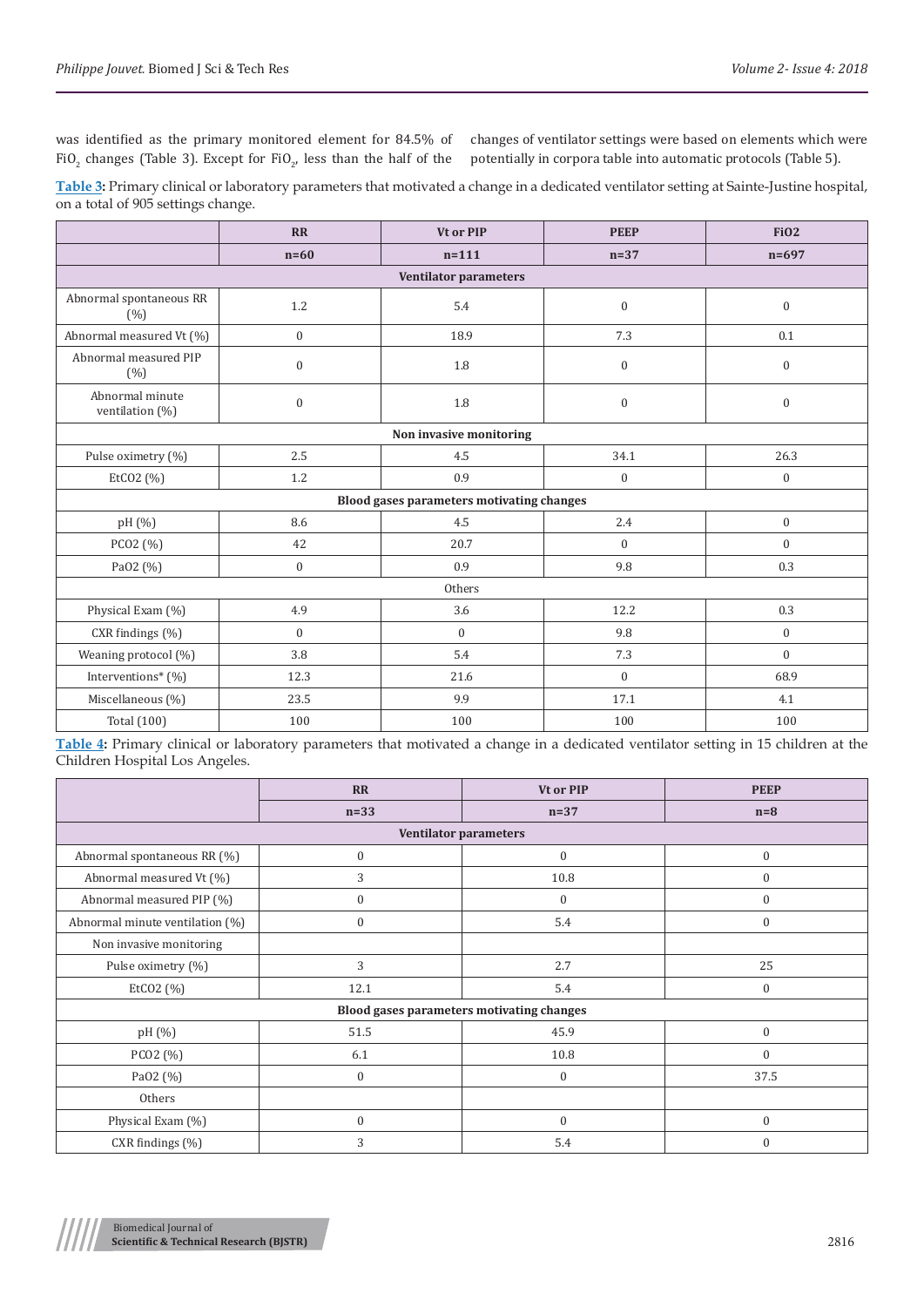was identified as the primary monitored element for 84.5% of $FiO_2$ changes (Table 3). Except for $FiO_2$, less than the half of the changes of ventilator settings were based on elements which were potentially in corpora table into automatic protocols (Table 5).

**Table 3:** Primary clinical or laboratory parameters that motivated a change in a dedicated ventilator setting at Sainte-Justine hospital, on a total of 905 settings change.

| | RR | Vt or PIP | PEEP | FiO2 |
|---|---|---|---|---|
| | n=60 | n=111 | n=37 | n=697 |
| **Ventilator parameters** | | | | |
| Abnormal spontaneous RR (%) | 1.2 | 5.4 | 0 | 0 |
| Abnormal measured Vt (%) | 0 | 18.9 | 7.3 | 0.1 |
| Abnormal measured PIP (%) | 0 | 1.8 | 0 | 0 |
| Abnormal minute ventilation (%) | 0 | 1.8 | 0 | 0 |
| **Non invasive monitoring** | | | | |
| Pulse oximetry (%) | 2.5 | 4.5 | 34.1 | 26.3 |
| EtCO2 (%) | 1.2 | 0.9 | 0 | 0 |
| **Blood gases parameters motivating changes** | | | | |
| pH (%) | 8.6 | 4.5 | 2.4 | 0 |
| PCO2 (%) | 42 | 20.7 | 0 | 0 |
| PaO2 (%) | 0 | 0.9 | 9.8 | 0.3 |
| Others | | | | |
| Physical Exam (%) | 4.9 | 3.6 | 12.2 | 0.3 |
| CXR findings (%) | 0 | 0 | 9.8 | 0 |
| Weaning protocol (%) | 3.8 | 5.4 | 7.3 | 0 |
| Interventions* (%) | 12.3 | 21.6 | 0 | 68.9 |
| Miscellaneous (%) | 23.5 | 9.9 | 17.1 | 4.1 |
| Total (100) | 100 | 100 | 100 | 100 |

**Table 4:** Primary clinical or laboratory parameters that motivated a change in a dedicated ventilator setting in 15 children at the Children Hospital Los Angeles.

| | RR | Vt or PIP | PEEP |
|---|---|---|---|
| | n=33 | n=37 | n=8 |
| **Ventilator parameters** | | | |
| Abnormal spontaneous RR (%) | 0 | 0 | 0 |
| Abnormal measured Vt (%) | 3 | 10.8 | 0 |
| Abnormal measured PIP (%) | 0 | 0 | 0 |
| Abnormal minute ventilation (%) | 0 | 5.4 | 0 |
| Non invasive monitoring | | | |
| Pulse oximetry (%) | 3 | 2.7 | 25 |
| EtCO2 (%) | 12.1 | 5.4 | 0 |
| **Blood gases parameters motivating changes** | | | |
| pH (%) | 51.5 | 45.9 | 0 |
| PCO2 (%) | 6.1 | 10.8 | 0 |
| PaO2 (%) | 0 | 0 | 37.5 |
| Others | | | |
| Physical Exam (%) | 0 | 0 | 0 |
| CXR findings (%) | 3 | 5.4 | 0 |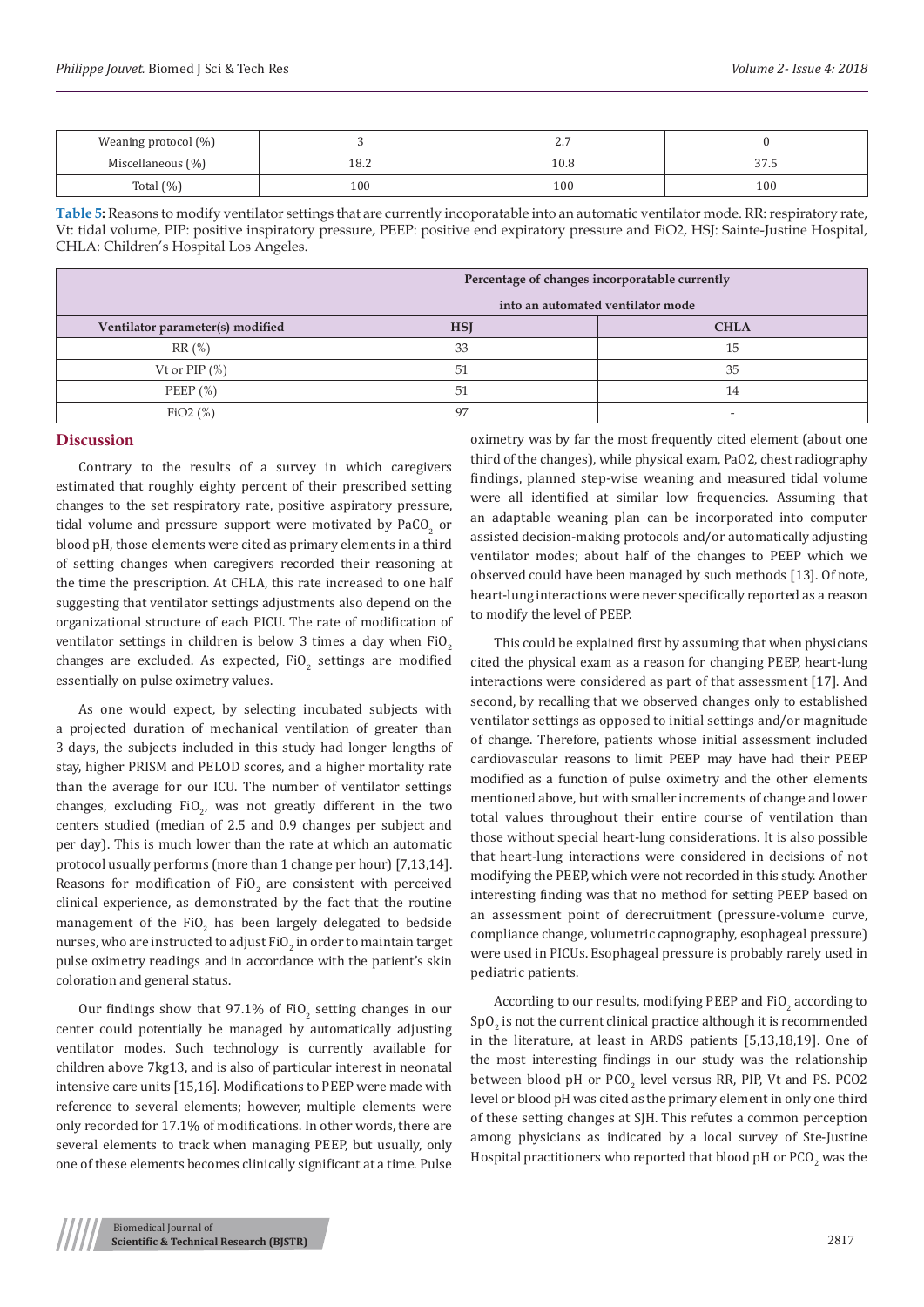| Weaning protocol (%) | 3 | 2.7 | 0 |
|---|---|---|---|
| Miscellaneous (%) | 18.2 | 10.8 | 37.5 |
| Total (%) | 100 | 100 | 100 |

**Table 5:** Reasons to modify ventilator settings that are currently incoporatable into an automatic ventilator mode. RR: respiratory rate, Vt: tidal volume, PIP: positive inspiratory pressure, PEEP: positive end expiratory pressure and FiO2, HSJ: Sainte-Justine Hospital, CHLA: Children's Hospital Los Angeles.

| | Percentage of changes incorporatable currently into an automated ventilator mode | |
|---|---|---|
| **Ventilator parameter(s) modified** | **HSJ** | **CHLA** |
| RR (%) | 33 | 15 |
| Vt or PIP (%) | 51 | 35 |
| PEEP (%) | 51 | 14 |
| FiO2 (%) | 97 | - |

## Discussion

Contrary to the results of a survey in which caregivers estimated that roughly eighty percent of their prescribed setting changes to the set respiratory rate, positive aspiratory pressure, tidal volume and pressure support were motivated by $PaCO_2$ or blood pH, those elements were cited as primary elements in a third of setting changes when caregivers recorded their reasoning at the time the prescription. At CHLA, this rate increased to one half suggesting that ventilator settings adjustments also depend on the organizational structure of each PICU. The rate of modification of ventilator settings in children is below 3 times a day when $FiO_2$ changes are excluded. As expected, $FiO_2$ settings are modified essentially on pulse oximetry values.

As one would expect, by selecting incubated subjects with a projected duration of mechanical ventilation of greater than 3 days, the subjects included in this study had longer lengths of stay, higher PRISM and PELOD scores, and a higher mortality rate than the average for our ICU. The number of ventilator settings changes, excluding $FiO_2$, was not greatly different in the two centers studied (median of 2.5 and 0.9 changes per subject and per day). This is much lower than the rate at which an automatic protocol usually performs (more than 1 change per hour) [7,13,14]. Reasons for modification of $FiO_2$ are consistent with perceived clinical experience, as demonstrated by the fact that the routine management of the $FiO_2$ has been largely delegated to bedside nurses, who are instructed to adjust $FiO_2$ in order to maintain target pulse oximetry readings and in accordance with the patient's skin coloration and general status.

Our findings show that 97.1% of $FiO_2$ setting changes in our center could potentially be managed by automatically adjusting ventilator modes. Such technology is currently available for children above 7kg13, and is also of particular interest in neonatal intensive care units [15,16]. Modifications to PEEP were made with reference to several elements; however, multiple elements were only recorded for 17.1% of modifications. In other words, there are several elements to track when managing PEEP, but usually, only one of these elements becomes clinically significant at a time. Pulse oximetry was by far the most frequently cited element (about one third of the changes), while physical exam, PaO2, chest radiography findings, planned step-wise weaning and measured tidal volume were all identified at similar low frequencies. Assuming that an adaptable weaning plan can be incorporated into computer assisted decision-making protocols and/or automatically adjusting ventilator modes; about half of the changes to PEEP which we observed could have been managed by such methods [13]. Of note, heart-lung interactions were never specifically reported as a reason to modify the level of PEEP.

This could be explained first by assuming that when physicians cited the physical exam as a reason for changing PEEP, heart-lung interactions were considered as part of that assessment [17]. And second, by recalling that we observed changes only to established ventilator settings as opposed to initial settings and/or magnitude of change. Therefore, patients whose initial assessment included cardiovascular reasons to limit PEEP may have had their PEEP modified as a function of pulse oximetry and the other elements mentioned above, but with smaller increments of change and lower total values throughout their entire course of ventilation than those without special heart-lung considerations. It is also possible that heart-lung interactions were considered in decisions of not modifying the PEEP, which were not recorded in this study. Another interesting finding was that no method for setting PEEP based on an assessment point of derecruitment (pressure-volume curve, compliance change, volumetric capnography, esophageal pressure) were used in PICUs. Esophageal pressure is probably rarely used in pediatric patients.

According to our results, modifying PEEP and $FiO_2$ according to $SpO_2$ is not the current clinical practice although it is recommended in the literature, at least in ARDS patients [5,13,18,19]. One of the most interesting findings in our study was the relationship between blood pH or $PCO_2$ level versus RR, PIP, Vt and PS. PCO2 level or blood pH was cited as the primary element in only one third of these setting changes at SJH. This refutes a common perception among physicians as indicated by a local survey of Ste-Justine Hospital practitioners who reported that blood pH or $PCO_2$ was the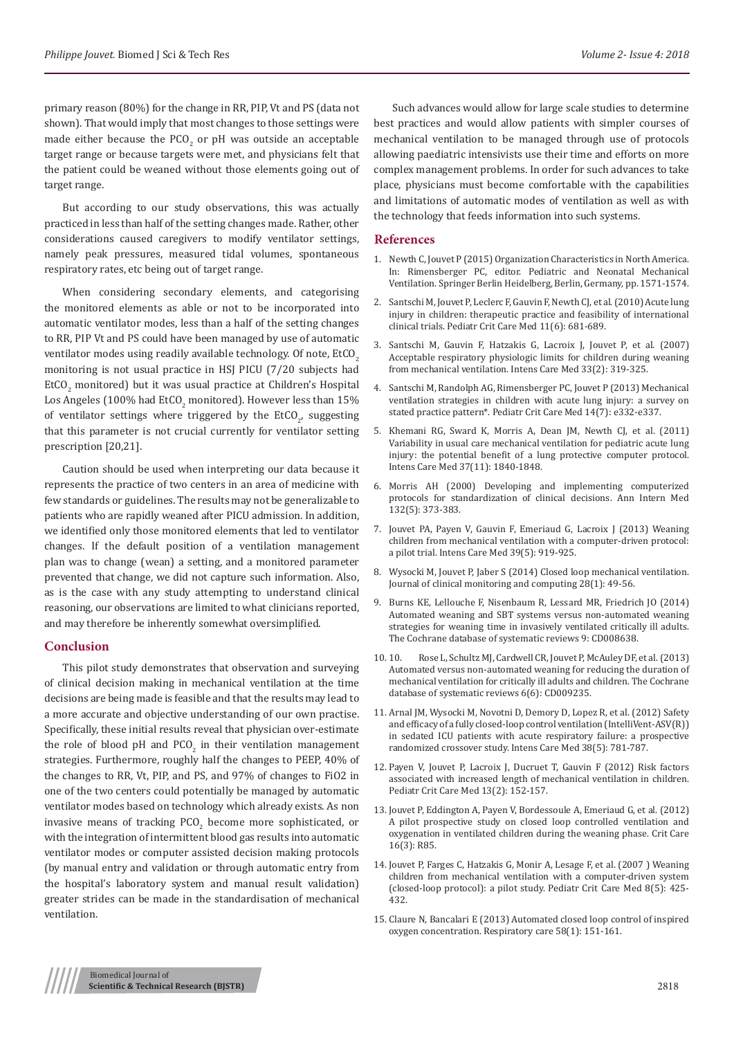primary reason (80%) for the change in RR, PIP, Vt and PS (data not shown). That would imply that most changes to those settings were made either because the $PCO_2$ or pH was outside an acceptable target range or because targets were met, and physicians felt that the patient could be weaned without those elements going out of target range.

But according to our study observations, this was actually practiced in less than half of the setting changes made. Rather, other considerations caused caregivers to modify ventilator settings, namely peak pressures, measured tidal volumes, spontaneous respiratory rates, etc being out of target range.

When considering secondary elements, and categorising the monitored elements as able or not to be incorporated into automatic ventilator modes, less than a half of the setting changes to RR, PIP Vt and PS could have been managed by use of automatic ventilator modes using readily available technology. Of note, $EtCO_2$ monitoring is not usual practice in HSJ PICU (7/20 subjects had $EtCO_2$ monitored) but it was usual practice at Children's Hospital Los Angeles (100% had $EtCO_2$ monitored). However less than 15% of ventilator settings where triggered by the $EtCO_2$, suggesting that this parameter is not crucial currently for ventilator setting prescription [20,21].

Caution should be used when interpreting our data because it represents the practice of two centers in an area of medicine with few standards or guidelines. The results may not be generalizable to patients who are rapidly weaned after PICU admission. In addition, we identified only those monitored elements that led to ventilator changes. If the default position of a ventilation management plan was to change (wean) a setting, and a monitored parameter prevented that change, we did not capture such information. Also, as is the case with any study attempting to understand clinical reasoning, our observations are limited to what clinicians reported, and may therefore be inherently somewhat oversimplified.

## Conclusion

This pilot study demonstrates that observation and surveying of clinical decision making in mechanical ventilation at the time decisions are being made is feasible and that the results may lead to a more accurate and objective understanding of our own practise. Specifically, these initial results reveal that physician over-estimate the role of blood pH and $PCO_2$ in their ventilation management strategies. Furthermore, roughly half the changes to PEEP, 40% of the changes to RR, Vt, PIP, and PS, and 97% of changes to FiO2 in one of the two centers could potentially be managed by automatic ventilator modes based on technology which already exists. As non invasive means of tracking $PCO_2$ become more sophisticated, or with the integration of intermittent blood gas results into automatic ventilator modes or computer assisted decision making protocols (by manual entry and validation or through automatic entry from the hospital's laboratory system and manual result validation) greater strides can be made in the standardisation of mechanical ventilation.

Such advances would allow for large scale studies to determine best practices and would allow patients with simpler courses of mechanical ventilation to be managed through use of protocols allowing paediatric intensivists use their time and efforts on more complex management problems. In order for such advances to take place, physicians must become comfortable with the capabilities and limitations of automatic modes of ventilation as well as with the technology that feeds information into such systems.

## References

1. Newth C, Jouvet P (2015) Organization Characteristics in North America. In: Rimensberger PC, editor. Pediatric and Neonatal Mechanical Ventilation. Springer Berlin Heidelberg, Berlin, Germany, pp. 1571-1574.
2. Santschi M, Jouvet P, Leclerc F, Gauvin F, Newth CJ, et al. (2010) Acute lung injury in children: therapeutic practice and feasibility of international clinical trials. Pediatr Crit Care Med 11(6): 681-689.
3. Santschi M, Gauvin F, Hatzakis G, Lacroix J, Jouvet P, et al. (2007) Acceptable respiratory physiologic limits for children during weaning from mechanical ventilation. Intens Care Med 33(2): 319-325.
4. Santschi M, Randolph AG, Rimensberger PC, Jouvet P (2013) Mechanical ventilation strategies in children with acute lung injury: a survey on stated practice pattern*. Pediatr Crit Care Med 14(7): e332-e337.
5. Khemani RG, Sward K, Morris A, Dean JM, Newth CJ, et al. (2011) Variability in usual care mechanical ventilation for pediatric acute lung injury: the potential benefit of a lung protective computer protocol. Intens Care Med 37(11): 1840-1848.
6. Morris AH (2000) Developing and implementing computerized protocols for standardization of clinical decisions. Ann Intern Med 132(5): 373-383.
7. Jouvet PA, Payen V, Gauvin F, Emeriaud G, Lacroix J (2013) Weaning children from mechanical ventilation with a computer-driven protocol: a pilot trial. Intens Care Med 39(5): 919-925.
8. Wysocki M, Jouvet P, Jaber S (2014) Closed loop mechanical ventilation. Journal of clinical monitoring and computing 28(1): 49-56.
9. Burns KE, Lellouche F, Nisenbaum R, Lessard MR, Friedrich JO (2014) Automated weaning and SBT systems versus non-automated weaning strategies for weaning time in invasively ventilated critically ill adults. The Cochrane database of systematic reviews 9: CD008638.
10. 10. Rose L, Schultz MJ, Cardwell CR, Jouvet P, McAuley DF, et al. (2013) Automated versus non-automated weaning for reducing the duration of mechanical ventilation for critically ill adults and children. The Cochrane database of systematic reviews 6(6): CD009235.
11. Arnal JM, Wysocki M, Novotni D, Demory D, Lopez R, et al. (2012) Safety and efficacy of a fully closed-loop control ventilation (IntelliVent-ASV(R)) in sedated ICU patients with acute respiratory failure: a prospective randomized crossover study. Intens Care Med 38(5): 781-787.
12. Payen V, Jouvet P, Lacroix J, Ducruet T, Gauvin F (2012) Risk factors associated with increased length of mechanical ventilation in children. Pediatr Crit Care Med 13(2): 152-157.
13. Jouvet P, Eddington A, Payen V, Bordessoule A, Emeriaud G, et al. (2012) A pilot prospective study on closed loop controlled ventilation and oxygenation in ventilated children during the weaning phase. Crit Care 16(3): R85.
14. Jouvet P, Farges C, Hatzakis G, Monir A, Lesage F, et al. (2007 ) Weaning children from mechanical ventilation with a computer-driven system (closed-loop protocol): a pilot study. Pediatr Crit Care Med 8(5): 425-432.
15. Claure N, Bancalari E (2013) Automated closed loop control of inspired oxygen concentration. Respiratory care 58(1): 151-161.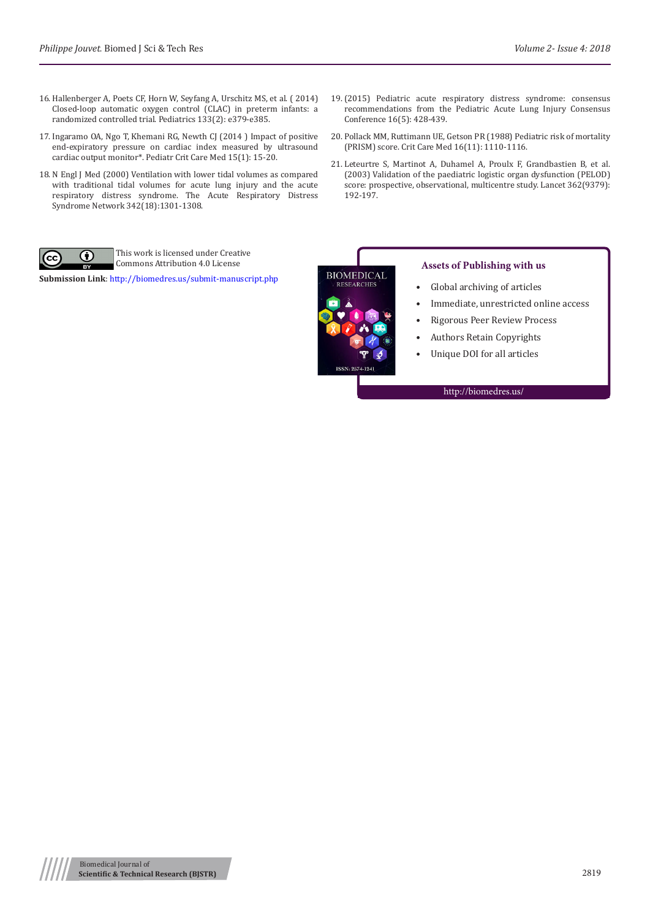16. Hallenberger A, Poets CF, Horn W, Seyfang A, Urschitz MS, et al. ( 2014) Closed-loop automatic oxygen control (CLAC) in preterm infants: a randomized controlled trial. Pediatrics 133(2): e379-e385.

17. Ingaramo OA, Ngo T, Khemani RG, Newth CJ (2014 ) Impact of positive end-expiratory pressure on cardiac index measured by ultrasound cardiac output monitor*. Pediatr Crit Care Med 15(1): 15-20.

18. N Engl J Med (2000) Ventilation with lower tidal volumes as compared with traditional tidal volumes for acute lung injury and the acute respiratory distress syndrome. The Acute Respiratory Distress Syndrome Network 342(18):1301-1308.

19. (2015) Pediatric acute respiratory distress syndrome: consensus recommendations from the Pediatric Acute Lung Injury Consensus Conference 16(5): 428-439.

20. Pollack MM, Ruttimann UE, Getson PR (1988) Pediatric risk of mortality (PRISM) score. Crit Care Med 16(11): 1110-1116.

21. Leteurtre S, Martinot A, Duhamel A, Proulx F, Grandbastien B, et al. (2003) Validation of the paediatric logistic organ dysfunction (PELOD) score: prospective, observational, multicentre study. Lancet 362(9379): 192-197.

This work is licensed under Creative Commons Attribution 4.0 License

**Submission Link**: http://biomedres.us/submit-manuscript.php

BIOMEDICAL RESEARCHES

ISSN: 2574-1241

**Assets of Publishing with us**

- Global archiving of articles
- Immediate, unrestricted online access
- Rigorous Peer Review Process
- Authors Retain Copyrights
- Unique DOI for all articles

http://biomedres.us/